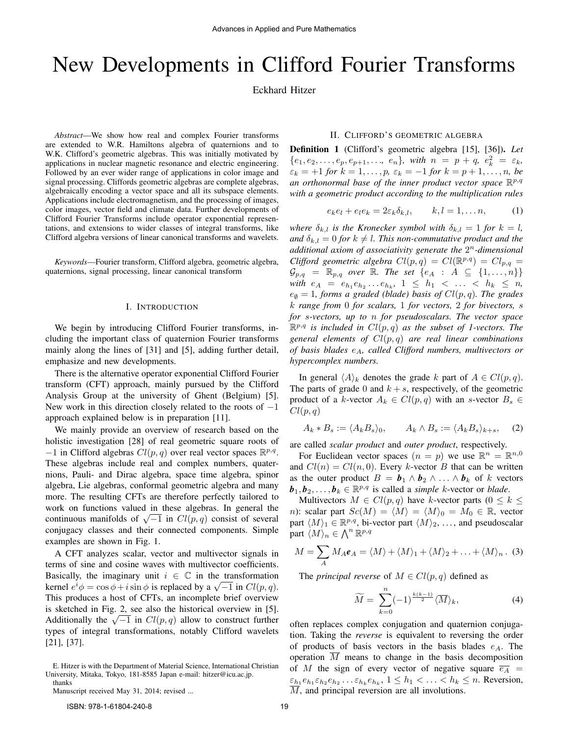# New Developments in Clifford Fourier Transforms

Eckhard Hitzer

*Abstract*—We show how real and complex Fourier transforms are extended to W.R. Hamiltons algebra of quaternions and to W.K. Clifford's geometric algebras. This was initially motivated by applications in nuclear magnetic resonance and electric engineering. Followed by an ever wider range of applications in color image and signal processing. Cliffords geometric algebras are complete algebras, algebraically encoding a vector space and all its subspace elements. Applications include electromagnetism, and the processing of images, color images, vector field and climate data. Further developments of Clifford Fourier Transforms include operator exponential representations, and extensions to wider classes of integral transforms, like Clifford algebra versions of linear canonical transforms and wavelets.

*Keywords*—Fourier transform, Clifford algebra, geometric algebra, quaternions, signal processing, linear canonical transform

## I. Introduction

We begin by introducing Clifford Fourier transforms, including the important class of quaternion Fourier transforms mainly along the lines of [31] and [5], adding further detail, emphasize and new developments.

There is the alternative operator exponential Clifford Fourier transform (CFT) approach, mainly pursued by the Clifford Analysis Group at the university of Ghent (Belgium) [5]. New work in this direction closely related to the roots of $-1$ approach explained below is in preparation [11].

We mainly provide an overview of research based on the holistic investigation [28] of real geometric square roots of $-1$ in Clifford algebras $Cl(p, q)$ over real vector spaces $\mathbb{R}^{p,q}$. These algebras include real and complex numbers, quaternions, Pauli- and Dirac algebra, space time algebra, spinor algebra, Lie algebras, conformal geometric algebra and many more. The resulting CFTs are therefore perfectly tailored to work on functions valued in these algebras. In general the continuous manifolds of $\sqrt{-1}$ in $Cl(p, q)$ consist of several conjugacy classes and their connected components. Simple examples are shown in Fig. 1.

A CFT analyzes scalar, vector and multivector signals in terms of sine and cosine waves with multivector coefficients. Basically, the imaginary unit $i \in \mathbb{C}$ in the transformation kernel $e^i\phi = \cos\phi + i\sin\phi$ is replaced by a $\sqrt{-1}$ in $Cl(p, q)$. This produces a host of CFTs, an incomplete brief overview is sketched in Fig. 2, see also the historical overview in [5]. Additionally the $\sqrt{-1}$ in $Cl(p, q)$ allow to construct further types of integral transformations, notably Clifford wavelets [21], [37].

E. Hitzer is with the Department of Material Science, International Christian University, Mitaka, Tokyo, 181-8585 Japan e-mail: hitzer@icu.ac.jp.

thanks

Manuscript received May 31, 2014; revised ...

## II. Clifford's geometric algebra

**Definition 1** (Clifford's geometric algebra [15], [36]). *Let $\{e_1, e_2, \ldots, e_p, e_{p+1}, \ldots, e_n\}$, with $n = p + q$, $e_k^2 = \varepsilon_k$, $\varepsilon_k = +1$ for $k = 1, \ldots, p$, $\varepsilon_k = -1$ for $k = p + 1, \ldots, n$, be an orthonormal base of the inner product vector space $\mathbb{R}^{p,q}$ with a geometric product according to the multiplication rules*

$$e_k e_l + e_l e_k = 2\varepsilon_k \delta_{k,l}, \qquad k, l = 1, \ldots n, \tag{1}$$

*where $\delta_{k,l}$ is the Kronecker symbol with $\delta_{k,l} = 1$ for $k = l$, and $\delta_{k,l} = 0$ for $k \neq l$. This non-commutative product and the additional axiom of associativity generate the $2^n$-dimensional Clifford geometric algebra $Cl(p, q) = Cl(\mathbb{R}^{p,q}) = Cl_{p,q} = \mathcal{G}_{p,q} = \mathbb{R}_{p,q}$ over $\mathbb{R}$. The set $\{e_A : A \subseteq \{1, \ldots, n\}\}$ with $e_A = e_{h_1} e_{h_2} \ldots e_{h_k}$, $1 \leq h_1 < \ldots < h_k \leq n$, $e_\emptyset = 1$, forms a graded (blade) basis of $Cl(p, q)$. The grades $k$ range from 0 for scalars, 1 for vectors, 2 for bivectors, $s$ for $s$-vectors, up to $n$ for pseudoscalars. The vector space $\mathbb{R}^{p,q}$ is included in $Cl(p, q)$ as the subset of 1-vectors. The general elements of $Cl(p, q)$ are real linear combinations of basis blades $e_A$, called Clifford numbers, multivectors or hypercomplex numbers.*

In general $\langle A\rangle_k$ denotes the grade $k$ part of $A \in Cl(p, q)$. The parts of grade 0 and $k + s$, respectively, of the geometric product of a $k$-vector $A_k \in Cl(p, q)$ with an $s$-vector $B_s \in Cl(p, q)$

$$A_k * B_s := \langle A_k B_s\rangle_0, \qquad A_k \wedge B_s := \langle A_k B_s\rangle_{k+s}, \tag{2}$$

are called *scalar product* and *outer product*, respectively.

For Euclidean vector spaces ($n = p$) we use $\mathbb{R}^n = \mathbb{R}^{n,0}$ and $Cl(n) = Cl(n, 0)$. Every $k$-vector $B$ that can be written as the outer product $B = \boldsymbol{b}_1 \wedge \boldsymbol{b}_2 \wedge \ldots \wedge \boldsymbol{b}_k$ of $k$ vectors $\boldsymbol{b}_1, \boldsymbol{b}_2, \ldots, \boldsymbol{b}_k \in \mathbb{R}^{p,q}$ is called a *simple* $k$-vector or *blade*.

Multivectors $M \in Cl(p, q)$ have $k$-vector parts ($0 \leq k \leq n$): scalar part $Sc(M) = \langle M\rangle = \langle M\rangle_0 = M_0 \in \mathbb{R}$, vector part $\langle M\rangle_1 \in \mathbb{R}^{p,q}$, bi-vector part $\langle M\rangle_2$, ..., and pseudoscalar part $\langle M\rangle_n \in \bigwedge^n \mathbb{R}^{p,q}$

$$M = \sum_A M_A \boldsymbol{e}_A = \langle M\rangle + \langle M\rangle_1 + \langle M\rangle_2 + \ldots + \langle M\rangle_n\,. \tag{3}$$

The *principal reverse* of $M \in Cl(p, q)$ defined as

$$\widetilde{M} = \sum_{k=0}^{n} (-1)^{\frac{k(k-1)}{2}} \langle \overline{M}\rangle_k, \tag{4}$$

often replaces complex conjugation and quaternion conjugation. Taking the *reverse* is equivalent to reversing the order of products of basis vectors in the basis blades $e_A$. The operation $\overline{M}$ means to change in the basis decomposition of $M$ the sign of every vector of negative square $\overline{e_A} = \varepsilon_{h_1} e_{h_1} \varepsilon_{h_2} e_{h_2} \ldots \varepsilon_{h_k} e_{h_k}$, $1 \leq h_1 < \ldots < h_k \leq n$. Reversion, $\overline{M}$, and principal reversion are all involutions.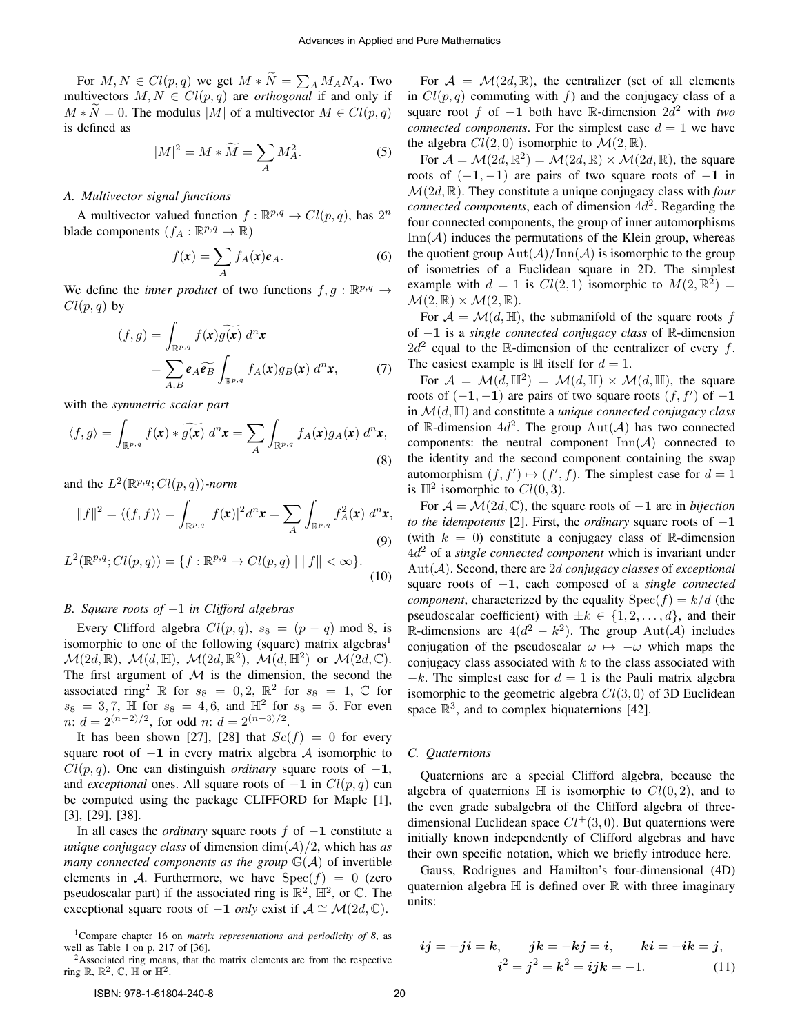For $M, N \in Cl(p,q)$ we get $M * \widetilde{N} = \sum_A M_A N_A$. Two multivectors $M, N \in Cl(p,q)$ are *orthogonal* if and only if $M * \widetilde{N} = 0$. The modulus $|M|$ of a multivector $M \in Cl(p,q)$ is defined as

$$|M|^2 = M * \widetilde{M} = \sum_A M_A^2. \tag{5}$$

### A. Multivector signal functions

A multivector valued function $f : \mathbb{R}^{p,q} \to Cl(p,q)$, has $2^n$ blade components $(f_A : \mathbb{R}^{p,q} \to \mathbb{R})$

$$f(\boldsymbol{x}) = \sum_A f_A(\boldsymbol{x}) \boldsymbol{e}_A. \tag{6}$$

We define the *inner product* of two functions $f, g : \mathbb{R}^{p,q} \to Cl(p,q)$ by

$$\begin{aligned}(f,g) &= \int_{\mathbb{R}^{p,q}} f(\boldsymbol{x}) \widetilde{g(\boldsymbol{x})} \, d^n\boldsymbol{x} \\ &= \sum_{A,B} \boldsymbol{e}_A \widetilde{\boldsymbol{e}_B} \int_{\mathbb{R}^{p,q}} f_A(\boldsymbol{x}) g_B(\boldsymbol{x}) \, d^n\boldsymbol{x},\end{aligned} \tag{7}$$

with the *symmetric scalar part*

$$\langle f,g \rangle = \int_{\mathbb{R}^{p,q}} f(\boldsymbol{x}) * \widetilde{g(\boldsymbol{x})} \, d^n\boldsymbol{x} = \sum_A \int_{\mathbb{R}^{p,q}} f_A(\boldsymbol{x}) g_A(\boldsymbol{x}) \, d^n\boldsymbol{x}, \tag{8}$$

and the $L^2(\mathbb{R}^{p,q}; Cl(p,q))$*-norm*

$$\|f\|^2 = \langle (f,f) \rangle = \int_{\mathbb{R}^{p,q}} |f(\boldsymbol{x})|^2 d^n\boldsymbol{x} = \sum_A \int_{\mathbb{R}^{p,q}} f_A^2(\boldsymbol{x}) \, d^n\boldsymbol{x}, \tag{9}$$

$$L^2(\mathbb{R}^{p,q}; Cl(p,q)) = \{ f : \mathbb{R}^{p,q} \to Cl(p,q) \mid \|f\| < \infty \}. \tag{10}$$

### B. Square roots of $-1$ in Clifford algebras

Every Clifford algebra $Cl(p,q)$, $s_8 = (p-q) \bmod 8$, is isomorphic to one of the following (square) matrix algebras[1] $\mathcal{M}(2d, \mathbb{R})$, $\mathcal{M}(d, \mathbb{H})$, $\mathcal{M}(2d, \mathbb{R}^2)$, $\mathcal{M}(d, \mathbb{H}^2)$ or $\mathcal{M}(2d, \mathbb{C})$. The first argument of $\mathcal{M}$ is the dimension, the second the associated ring[2] $\mathbb{R}$ for $s_8 = 0, 2$, $\mathbb{R}^2$ for $s_8 = 1$, $\mathbb{C}$ for $s_8 = 3, 7$, $\mathbb{H}$ for $s_8 = 4, 6$, and $\mathbb{H}^2$ for $s_8 = 5$. For even $n$: $d = 2^{(n-2)/2}$, for odd $n$: $d = 2^{(n-3)/2}$.

It has been shown [27], [28] that $Sc(f) = 0$ for every square root of $-\mathbf{1}$ in every matrix algebra $\mathcal{A}$ isomorphic to $Cl(p,q)$. One can distinguish *ordinary* square roots of $-\mathbf{1}$, and *exceptional* ones. All square roots of $-\mathbf{1}$ in $Cl(p,q)$ can be computed using the package CLIFFORD for Maple [1], [3], [29], [38].

In all cases the *ordinary* square roots $f$ of $-\mathbf{1}$ constitute a *unique conjugacy class* of dimension $\dim(\mathcal{A})/2$, which has *as many connected components as the group* $\mathbb{G}(\mathcal{A})$ of invertible elements in $\mathcal{A}$. Furthermore, we have $\mathrm{Spec}(f) = 0$ (zero pseudoscalar part) if the associated ring is $\mathbb{R}^2$, $\mathbb{H}^2$, or $\mathbb{C}$. The exceptional square roots of $-\mathbf{1}$ *only* exist if $\mathcal{A} \cong \mathcal{M}(2d, \mathbb{C})$.

For $\mathcal{A} = \mathcal{M}(2d, \mathbb{R})$, the centralizer (set of all elements in $Cl(p,q)$ commuting with $f$) and the conjugacy class of a square root $f$ of $-\mathbf{1}$ both have $\mathbb{R}$-dimension $2d^2$ with *two connected components*. For the simplest case $d = 1$ we have the algebra $Cl(2,0)$ isomorphic to $\mathcal{M}(2, \mathbb{R})$.

For $\mathcal{A} = \mathcal{M}(2d, \mathbb{R}^2) = \mathcal{M}(2d, \mathbb{R}) \times \mathcal{M}(2d, \mathbb{R})$, the square roots of $(-\mathbf{1}, -\mathbf{1})$ are pairs of two square roots of $-\mathbf{1}$ in $\mathcal{M}(2d, \mathbb{R})$. They constitute a unique conjugacy class with *four connected components*, each of dimension $4d^2$. Regarding the four connected components, the group of inner automorphisms $\mathrm{Inn}(\mathcal{A})$ induces the permutations of the Klein group, whereas the quotient group $\mathrm{Aut}(\mathcal{A})/\mathrm{Inn}(\mathcal{A})$ is isomorphic to the group of isometries of a Euclidean square in 2D. The simplest example with $d = 1$ is $Cl(2,1)$ isomorphic to $M(2, \mathbb{R}^2) = \mathcal{M}(2, \mathbb{R}) \times \mathcal{M}(2, \mathbb{R})$.

For $\mathcal{A} = \mathcal{M}(d, \mathbb{H})$, the submanifold of the square roots $f$ of $-\mathbf{1}$ is a *single connected conjugacy class* of $\mathbb{R}$-dimension $2d^2$ equal to the $\mathbb{R}$-dimension of the centralizer of every $f$. The easiest example is $\mathbb{H}$ itself for $d = 1$.

For $\mathcal{A} = \mathcal{M}(d, \mathbb{H}^2) = \mathcal{M}(d, \mathbb{H}) \times \mathcal{M}(d, \mathbb{H})$, the square roots of $(-\mathbf{1}, -\mathbf{1})$ are pairs of two square roots $(f, f')$ of $-\mathbf{1}$ in $\mathcal{M}(d, \mathbb{H})$ and constitute a *unique connected conjugacy class* of $\mathbb{R}$-dimension $4d^2$. The group $\mathrm{Aut}(\mathcal{A})$ has two connected components: the neutral component $\mathrm{Inn}(\mathcal{A})$ connected to the identity and the second component containing the swap automorphism $(f, f') \mapsto (f', f)$. The simplest case for $d = 1$ is $\mathbb{H}^2$ isomorphic to $Cl(0,3)$.

For $\mathcal{A} = \mathcal{M}(2d, \mathbb{C})$, the square roots of $-\mathbf{1}$ are in *bijection to the idempotents* [2]. First, the *ordinary* square roots of $-\mathbf{1}$ (with $k = 0$) constitute a conjugacy class of $\mathbb{R}$-dimension $4d^2$ of a *single connected component* which is invariant under $\mathrm{Aut}(\mathcal{A})$. Second, there are $2d$ *conjugacy classes* of *exceptional* square roots of $-\mathbf{1}$, each composed of a *single connected component*, characterized by the equality $\mathrm{Spec}(f) = k/d$ (the pseudoscalar coefficient) with $\pm k \in \{1, 2, \ldots, d\}$, and their $\mathbb{R}$-dimensions are $4(d^2 - k^2)$. The group $\mathrm{Aut}(\mathcal{A})$ includes conjugation of the pseudoscalar $\omega \mapsto -\omega$ which maps the conjugacy class associated with $k$ to the class associated with $-k$. The simplest case for $d = 1$ is the Pauli matrix algebra isomorphic to the geometric algebra $Cl(3,0)$ of 3D Euclidean space $\mathbb{R}^3$, and to complex biquaternions [42].

### C. Quaternions

Quaternions are a special Clifford algebra, because the algebra of quaternions $\mathbb{H}$ is isomorphic to $Cl(0,2)$, and to the even grade subalgebra of the Clifford algebra of three-dimensional Euclidean space $Cl^+(3,0)$. But quaternions were initially known independently of Clifford algebras and have their own specific notation, which we briefly introduce here.

Gauss, Rodrigues and Hamilton's four-dimensional (4D) quaternion algebra $\mathbb{H}$ is defined over $\mathbb{R}$ with three imaginary units:

$$\boldsymbol{ij} = -\boldsymbol{ji} = \boldsymbol{k}, \qquad \boldsymbol{jk} = -\boldsymbol{kj} = \boldsymbol{i}, \qquad \boldsymbol{ki} = -\boldsymbol{ik} = \boldsymbol{j}, \\ \boldsymbol{i}^2 = \boldsymbol{j}^2 = \boldsymbol{k}^2 = \boldsymbol{ijk} = -1. \tag{11}$$

[1] Compare chapter 16 on *matrix representations and periodicity of 8*, as well as Table 1 on p. 217 of [36].

[2] Associated ring means, that the matrix elements are from the respective ring $\mathbb{R}$, $\mathbb{R}^2$, $\mathbb{C}$, $\mathbb{H}$ or $\mathbb{H}^2$.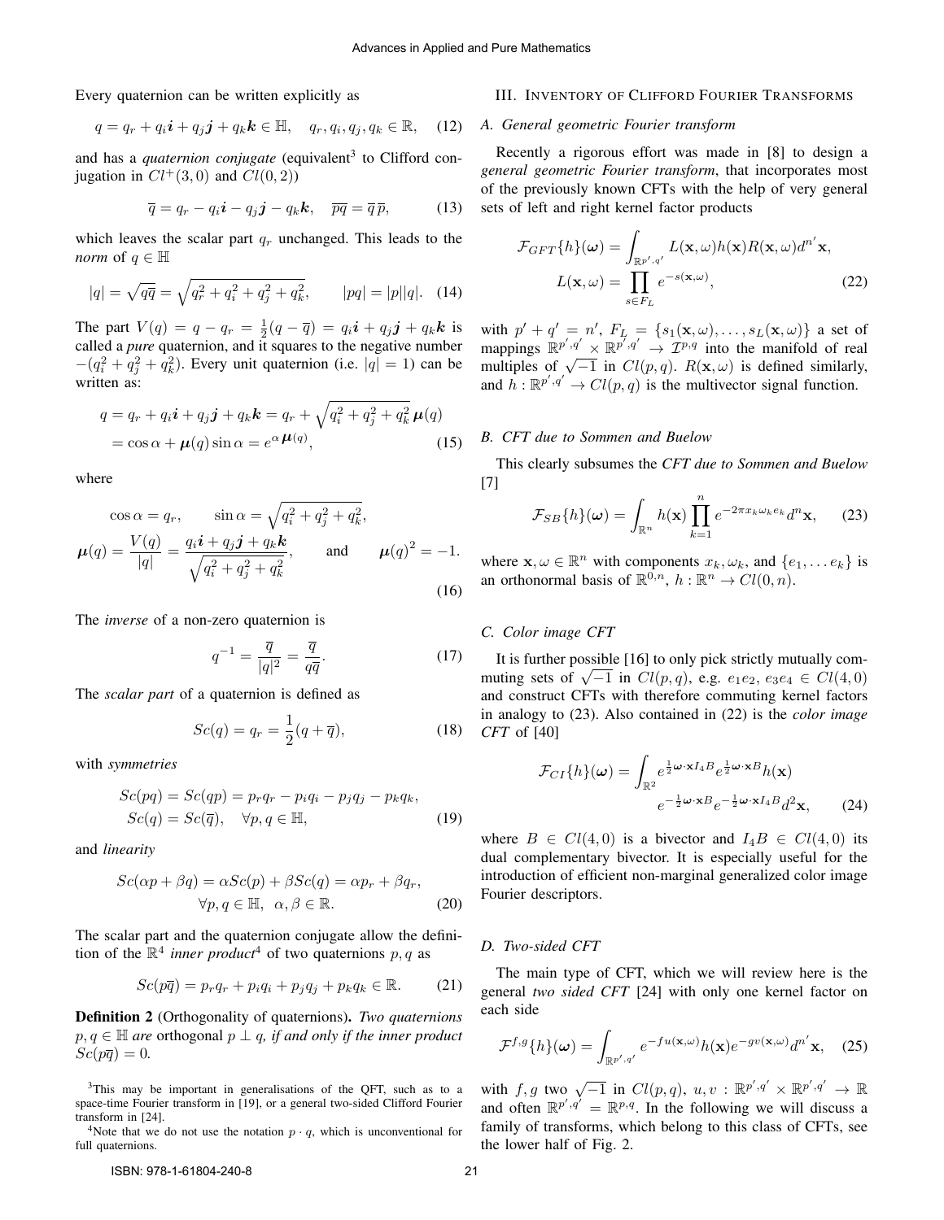Every quaternion can be written explicitly as

$$q = q_r + q_i\boldsymbol{i} + q_j\boldsymbol{j} + q_k\boldsymbol{k} \in \mathbb{H}, \quad q_r, q_i, q_j, q_k \in \mathbb{R}, \quad (12)$$

and has a *quaternion conjugate* (equivalent[3] to Clifford conjugation in $Cl^+(3,0)$ and $Cl(0,2)$)

$$\overline{q} = q_r - q_i\boldsymbol{i} - q_j\boldsymbol{j} - q_k\boldsymbol{k}, \quad \overline{pq} = \overline{q}\,\overline{p}, \quad (13)$$

which leaves the scalar part $q_r$ unchanged. This leads to the *norm* of $q \in \mathbb{H}$

$$|q| = \sqrt{q\overline{q}} = \sqrt{q_r^2 + q_i^2 + q_j^2 + q_k^2}, \qquad |pq| = |p||q|. \quad (14)$$

The part $V(q) = q - q_r = \frac{1}{2}(q - \overline{q}) = q_i\boldsymbol{i} + q_j\boldsymbol{j} + q_k\boldsymbol{k}$ is called a *pure* quaternion, and it squares to the negative number $-(q_i^2 + q_j^2 + q_k^2)$. Every unit quaternion (i.e. $|q| = 1$) can be written as:

$$\begin{aligned} q &= q_r + q_i\boldsymbol{i} + q_j\boldsymbol{j} + q_k\boldsymbol{k} = q_r + \sqrt{q_i^2 + q_j^2 + q_k^2}\,\boldsymbol{\mu}(q) \\ &= \cos\alpha + \boldsymbol{\mu}(q)\sin\alpha = e^{\alpha\,\boldsymbol{\mu}(q)}, \end{aligned} \quad (15)$$

where

$$\cos\alpha = q_r, \qquad \sin\alpha = \sqrt{q_i^2 + q_j^2 + q_k^2},$$
$$\boldsymbol{\mu}(q) = \frac{V(q)}{|q|} = \frac{q_i\boldsymbol{i} + q_j\boldsymbol{j} + q_k\boldsymbol{k}}{\sqrt{q_i^2 + q_j^2 + q_k^2}}, \qquad \text{and} \qquad \boldsymbol{\mu}(q)^2 = -1. \quad (16)$$

The *inverse* of a non-zero quaternion is

$$q^{-1} = \frac{\overline{q}}{|q|^2} = \frac{\overline{q}}{q\overline{q}}. \quad (17)$$

The *scalar part* of a quaternion is defined as

$$Sc(q) = q_r = \frac{1}{2}(q + \overline{q}), \quad (18)$$

with *symmetries*

$$\begin{aligned} Sc(pq) &= Sc(qp) = p_rq_r - p_iq_i - p_jq_j - p_kq_k, \\ Sc(q) &= Sc(\overline{q}), \quad \forall p, q \in \mathbb{H}, \end{aligned} \quad (19)$$

and *linearity*

$$\begin{aligned} Sc(\alpha p + \beta q) &= \alpha Sc(p) + \beta Sc(q) = \alpha p_r + \beta q_r, \\ &\forall p, q \in \mathbb{H}, \ \alpha, \beta \in \mathbb{R}. \end{aligned} \quad (20)$$

The scalar part and the quaternion conjugate allow the definition of the $\mathbb{R}^4$ *inner product*[4] of two quaternions $p, q$ as

$$Sc(p\overline{q}) = p_rq_r + p_iq_i + p_jq_j + p_kq_k \in \mathbb{R}. \quad (21)$$

**Definition 2** (Orthogonality of quaternions)**.** *Two quaternions $p, q \in \mathbb{H}$ are* orthogonal *$p \perp q$, if and only if the inner product $Sc(p\overline{q}) = 0$.*

[3]This may be important in generalisations of the QFT, such as to a space-time Fourier transform in [19], or a general two-sided Clifford Fourier transform in [24].

[4]Note that we do not use the notation $p \cdot q$, which is unconventional for full quaternions.

## III. Inventory of Clifford Fourier Transforms

### A. General geometric Fourier transform

Recently a rigorous effort was made in [8] to design a *general geometric Fourier transform*, that incorporates most of the previously known CFTs with the help of very general sets of left and right kernel factor products

$$\begin{aligned} \mathcal{F}_{GFT}\{h\}(\boldsymbol{\omega}) &= \int_{\mathbb{R}^{p',q'}} L(\mathbf{x},\omega)h(\mathbf{x})R(\mathbf{x},\omega)d^{n'}\mathbf{x}, \\ L(\mathbf{x},\omega) &= \prod_{s\in F_L} e^{-s(\mathbf{x},\omega)}, \end{aligned} \quad (22)$$

with $p' + q' = n'$, $F_L = \{s_1(\mathbf{x},\omega), \ldots, s_L(\mathbf{x},\omega)\}$ a set of mappings $\mathbb{R}^{p',q'} \times \mathbb{R}^{p',q'} \to \mathcal{I}^{p,q}$ into the manifold of real multiples of $\sqrt{-1}$ in $Cl(p,q)$. $R(\mathbf{x},\omega)$ is defined similarly, and $h : \mathbb{R}^{p',q'} \to Cl(p,q)$ is the multivector signal function.

### B. CFT due to Sommen and Buelow

This clearly subsumes the *CFT due to Sommen and Buelow* [7]

$$\mathcal{F}_{SB}\{h\}(\boldsymbol{\omega}) = \int_{\mathbb{R}^n} h(\mathbf{x}) \prod_{k=1}^{n} e^{-2\pi x_k\omega_k e_k} d^n\mathbf{x}, \quad (23)$$

where $\mathbf{x}, \omega \in \mathbb{R}^n$ with components $x_k, \omega_k$, and $\{e_1, \ldots e_k\}$ is an orthonormal basis of $\mathbb{R}^{0,n}$, $h : \mathbb{R}^n \to Cl(0,n)$.

### C. Color image CFT

It is further possible [16] to only pick strictly mutually commuting sets of $\sqrt{-1}$ in $Cl(p,q)$, e.g. $e_1e_2,\, e_3e_4 \in Cl(4,0)$ and construct CFTs with therefore commuting kernel factors in analogy to (23). Also contained in (22) is the *color image CFT* of [40]

$$\begin{aligned} \mathcal{F}_{CI}\{h\}(\boldsymbol{\omega}) = \int_{\mathbb{R}^2} & e^{\frac{1}{2}\boldsymbol{\omega}\cdot\mathbf{x}I_4B} e^{\frac{1}{2}\boldsymbol{\omega}\cdot\mathbf{x}B} h(\mathbf{x}) \\ & e^{-\frac{1}{2}\boldsymbol{\omega}\cdot\mathbf{x}B} e^{-\frac{1}{2}\boldsymbol{\omega}\cdot\mathbf{x}I_4B} d^2\mathbf{x}, \end{aligned} \quad (24)$$

where $B \in Cl(4,0)$ is a bivector and $I_4B \in Cl(4,0)$ its dual complementary bivector. It is especially useful for the introduction of efficient non-marginal generalized color image Fourier descriptors.

### D. Two-sided CFT

The main type of CFT, which we will review here is the general *two sided CFT* [24] with only one kernel factor on each side

$$\mathcal{F}^{f,g}\{h\}(\boldsymbol{\omega}) = \int_{\mathbb{R}^{p',q'}} e^{-fu(\mathbf{x},\omega)} h(\mathbf{x}) e^{-gv(\mathbf{x},\omega)} d^{n'}\mathbf{x}, \quad (25)$$

with $f, g$ two $\sqrt{-1}$ in $Cl(p,q)$, $u, v : \mathbb{R}^{p',q'} \times \mathbb{R}^{p',q'} \to \mathbb{R}$ and often $\mathbb{R}^{p',q'} = \mathbb{R}^{p,q}$. In the following we will discuss a family of transforms, which belong to this class of CFTs, see the lower half of Fig. 2.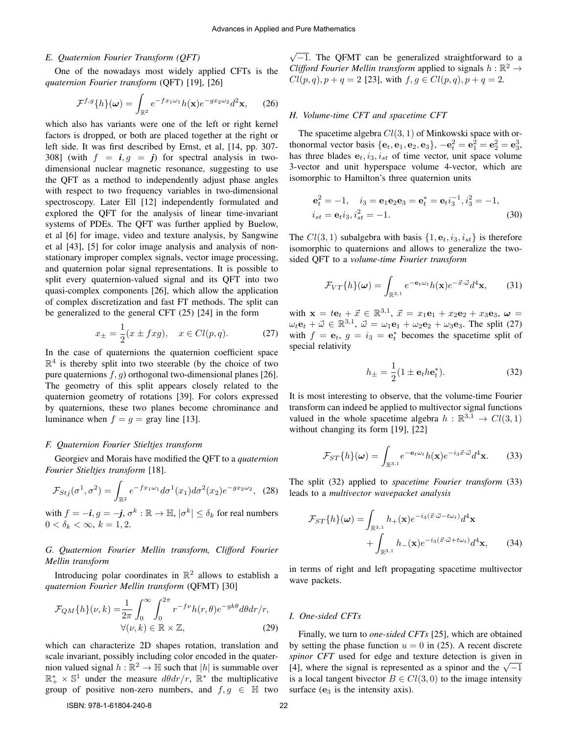### E. Quaternion Fourier Transform (QFT)

One of the nowadays most widely applied CFTs is the *quaternion Fourier transform* (QFT) [19], [26]

$$\mathcal{F}^{f,g}\{h\}(\boldsymbol{\omega}) = \int_{\mathbb{R}^2} e^{-fx_1\omega_1} h(\mathbf{x}) e^{-gx_2\omega_2} d^2\mathbf{x}, \qquad (26)$$

which also has variants were one of the left or right kernel factors is dropped, or both are placed together at the right or left side. It was first described by Ernst, et al, [14, pp. 307-308] (with $f = \boldsymbol{i}, g = \boldsymbol{j}$) for spectral analysis in two-dimensional nuclear magnetic resonance, suggesting to use the QFT as a method to independently adjust phase angles with respect to two frequency variables in two-dimensional spectroscopy. Later Ell [12] independently formulated and explored the QFT for the analysis of linear time-invariant systems of PDEs. The QFT was further applied by Buelow, et al [6] for image, video and texture analysis, by Sangwine et al [43], [5] for color image analysis and analysis of non-stationary improper complex signals, vector image processing, and quaternion polar signal representations. It is possible to split every quaternion-valued signal and its QFT into two quasi-complex components [26], which allow the application of complex discretization and fast FT methods. The split can be generalized to the general CFT (25) [24] in the form

$$x_{\pm} = \frac{1}{2}(x \pm fxg), \quad x \in Cl(p,q). \qquad (27)$$

In the case of quaternions the quaternion coefficient space $\mathbb{R}^4$ is thereby split into two steerable (by the choice of two pure quaternions $f, g$) orthogonal two-dimensional planes [26]. The geometry of this split appears closely related to the quaternion geometry of rotations [39]. For colors expressed by quaternions, these two planes become chrominance and luminance when $f = g =$ gray line [13].

### F. Quaternion Fourier Stieltjes transform

Georgiev and Morais have modified the QFT to a *quaternion Fourier Stieltjes transform* [18].

$$\mathcal{F}_{Stj}(\sigma^1, \sigma^2) = \int_{\mathbb{R}^2} e^{-fx_1\omega_1} d\sigma^1(x_1) d\sigma^2(x_2) e^{-gx_2\omega_2}, \quad (28)$$

with $f = -\boldsymbol{i}, g = -\boldsymbol{j}$, $\sigma^k : \mathbb{R} \to \mathbb{H}$, $|\sigma^k| \leq \delta_k$ for real numbers $0 < \delta_k < \infty$, $k = 1, 2$.

### G. Quaternion Fourier Mellin transform, Clifford Fourier Mellin transform

Introducing polar coordinates in $\mathbb{R}^2$ allows to establish a *quaternion Fourier Mellin transform* (QFMT) [30]

$$\mathcal{F}_{QM}\{h\}(\nu, k) = \frac{1}{2\pi} \int_0^\infty \int_0^{2\pi} r^{-f\nu} h(r,\theta) e^{-gk\theta} d\theta dr/r, \quad \forall (\nu, k) \in \mathbb{R} \times \mathbb{Z}, \qquad (29)$$

which can characterize 2D shapes rotation, translation and scale invariant, possibly including color encoded in the quaternion valued signal $h : \mathbb{R}^2 \to \mathbb{H}$ such that $|h|$ is summable over $\mathbb{R}^*_+ \times \mathbb{S}^1$ under the measure $d\theta dr/r$, $\mathbb{R}^*$ the multiplicative group of positive non-zero numbers, and $f, g \in \mathbb{H}$ two $\sqrt{-1}$. The QFMT can be generalized straightforward to a *Clifford Fourier Mellin transform* applied to signals $h : \mathbb{R}^2 \to Cl(p,q), p + q = 2$ [23], with $f, g \in Cl(p,q), p + q = 2$.

### H. Volume-time CFT and spacetime CFT

The spacetime algebra $Cl(3,1)$ of Minkowski space with orthonormal vector basis $\{\mathbf{e}_t, \mathbf{e}_1, \mathbf{e}_2, \mathbf{e}_3\}$, $-\mathbf{e}_t^2 = \mathbf{e}_1^2 = \mathbf{e}_2^2 = \mathbf{e}_3^2$, has three blades $\mathbf{e}_t, i_3, i_{st}$ of time vector, unit space volume 3-vector and unit hyperspace volume 4-vector, which are isomorphic to Hamilton's three quaternion units

$$\mathbf{e}_t^2 = -1, \quad i_3 = \mathbf{e}_1\mathbf{e}_2\mathbf{e}_3 = \mathbf{e}_t^* = \mathbf{e}_t i_3^{-1}, i_3^2 = -1,$$
$$i_{st} = \mathbf{e}_t i_3, i_{st}^2 = -1. \qquad (30)$$

The $Cl(3,1)$ subalgebra with basis $\{1, \mathbf{e}_t, i_3, i_{st}\}$ is therefore isomorphic to quaternions and allows to generalize the two-sided QFT to a *volume-time Fourier transform*

$$\mathcal{F}_{VT}\{h\}(\boldsymbol{\omega}) = \int_{\mathbb{R}^{3,1}} e^{-\mathbf{e}_t\omega_t} h(\mathbf{x}) e^{-\vec{x}\cdot\vec{\omega}} d^4\mathbf{x}, \qquad (31)$$

with $\mathbf{x} = t\mathbf{e}_t + \vec{x} \in \mathbb{R}^{3,1}$, $\vec{x} = x_1\mathbf{e}_1 + x_2\mathbf{e}_2 + x_3\mathbf{e}_3$, $\boldsymbol{\omega} = \omega_t\mathbf{e}_t + \vec{\omega} \in \mathbb{R}^{3,1}$, $\vec{\omega} = \omega_1\mathbf{e}_1 + \omega_2\mathbf{e}_2 + \omega_3\mathbf{e}_3$. The split (27) with $f = \mathbf{e}_t$, $g = i_3 = \mathbf{e}_t^*$ becomes the spacetime split of special relativity

$$h_{\pm} = \frac{1}{2}(1 \pm \mathbf{e}_t h \mathbf{e}_t^*). \qquad (32)$$

It is most interesting to observe, that the volume-time Fourier transform can indeed be applied to multivector signal functions valued in the whole spacetime algebra $h : \mathbb{R}^{3,1} \to Cl(3,1)$ without changing its form [19], [22]

$$\mathcal{F}_{ST}\{h\}(\boldsymbol{\omega}) = \int_{\mathbb{R}^{3,1}} e^{-\mathbf{e}_t\omega_t} h(\mathbf{x}) e^{-i_3\vec{x}\cdot\vec{\omega}} d^4\mathbf{x}. \qquad (33)$$

The split (32) applied to *spacetime Fourier transform* (33) leads to a *multivector wavepacket analysis*

$$\mathcal{F}_{ST}\{h\}(\boldsymbol{\omega}) = \int_{\mathbb{R}^{3,1}} h_+(\mathbf{x}) e^{-i_3(\vec{x}\cdot\vec{\omega} - t\omega_t)} d^4\mathbf{x} + \int_{\mathbb{R}^{3,1}} h_-(\mathbf{x}) e^{-i_3(\vec{x}\cdot\vec{\omega} + t\omega_t)} d^4\mathbf{x}, \qquad (34)$$

in terms of right and left propagating spacetime multivector wave packets.

### I. One-sided CFTs

Finally, we turn to *one-sided CFTs* [25], which are obtained by setting the phase function $u = 0$ in (25). A recent discrete *spinor CFT* used for edge and texture detection is given in [4], where the signal is represented as a spinor and the $\sqrt{-1}$ is a local tangent bivector $B \in Cl(3,0)$ to the image intensity surface ($\mathbf{e}_3$ is the intensity axis).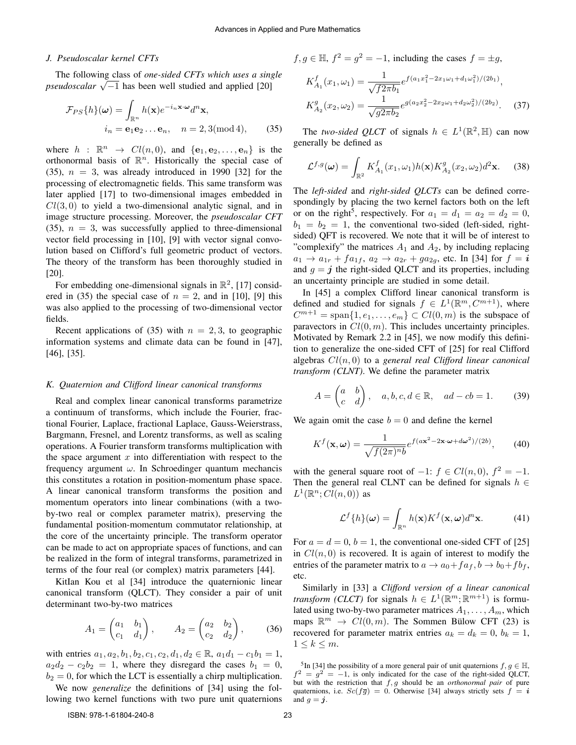### J. Pseudoscalar kernel CFTs

The following class of *one-sided CFTs which uses a single pseudoscalar* $\sqrt{-1}$ has been well studied and applied [20]

$$\mathcal{F}_{PS}\{h\}(\boldsymbol{\omega}) = \int_{\mathbb{R}^n} h(\mathbf{x}) e^{-i_n \mathbf{x}\cdot\boldsymbol{\omega}} d^n\mathbf{x}, \qquad i_n = \mathbf{e}_1\mathbf{e}_2 \ldots \mathbf{e}_n, \quad n = 2, 3(\text{mod } 4), \tag{35}$$

where $h : \mathbb{R}^n \to Cl(n, 0)$, and $\{\mathbf{e}_1, \mathbf{e}_2, \ldots, \mathbf{e}_n\}$ is the orthonormal basis of $\mathbb{R}^n$. Historically the special case of (35), $n = 3$, was already introduced in 1990 [32] for the processing of electromagnetic fields. This same transform was later applied [17] to two-dimensional images embedded in $Cl(3, 0)$ to yield a two-dimensional analytic signal, and in image structure processing. Moreover, the *pseudoscalar CFT* (35), $n = 3$, was successfully applied to three-dimensional vector field processing in [10], [9] with vector signal convolution based on Clifford's full geometric product of vectors. The theory of the transform has been thoroughly studied in [20].

For embedding one-dimensional signals in $\mathbb{R}^2$, [17] considered in (35) the special case of $n = 2$, and in [10], [9] this was also applied to the processing of two-dimensional vector fields.

Recent applications of (35) with $n = 2, 3$, to geographic information systems and climate data can be found in [47], [46], [35].

### K. Quaternion and Clifford linear canonical transforms

Real and complex linear canonical transforms parametrize a continuum of transforms, which include the Fourier, fractional Fourier, Laplace, fractional Laplace, Gauss-Weierstrass, Bargmann, Fresnel, and Lorentz transforms, as well as scaling operations. A Fourier transform transforms multiplication with the space argument $x$ into differentiation with respect to the frequency argument $\omega$. In Schroedinger quantum mechancis this constitutes a rotation in position-momentum phase space. A linear canonical transform transforms the position and momentum operators into linear combinations (with a two-by-two real or complex parameter matrix), preserving the fundamental position-momentum commutator relationship, at the core of the uncertainty principle. The transform operator can be made to act on appropriate spaces of functions, and can be realized in the form of integral transforms, parametrized in terms of the four real (or complex) matrix parameters [44].

KitIan Kou et al [34] introduce the quaternionic linear canonical transform (QLCT). They consider a pair of unit determinant two-by-two matrices

$$A_1 = \begin{pmatrix} a_1 & b_1 \\ c_1 & d_1 \end{pmatrix}, \qquad A_2 = \begin{pmatrix} a_2 & b_2 \\ c_2 & d_2 \end{pmatrix}, \tag{36}$$

with entries $a_1, a_2, b_1, b_2, c_1, c_2, d_1, d_2 \in \mathbb{R}$, $a_1d_1 - c_1b_1 = 1$, $a_2d_2 - c_2b_2 = 1$, where they disregard the cases $b_1 = 0$, $b_2 = 0$, for which the LCT is essentially a chirp multiplication.

We now *generalize* the definitions of [34] using the following two kernel functions with two pure unit quaternions $f, g \in \mathbb{H}$, $f^2 = g^2 = -1$, including the cases $f = \pm g$,

$$K^f_{A_1}(x_1, \omega_1) = \frac{1}{\sqrt{f 2\pi b_1}} e^{f(a_1x_1^2 - 2x_1\omega_1 + d_1\omega_1^2)/(2b_1)},$$
$$K^g_{A_2}(x_2, \omega_2) = \frac{1}{\sqrt{g 2\pi b_2}} e^{g(a_2x_2^2 - 2x_2\omega_1 + d_2\omega_2^2)/(2b_2)}. \tag{37}$$

The *two-sided QLCT* of signals $h \in L^1(\mathbb{R}^2, \mathbb{H})$ can now generally be defined as

$$\mathcal{L}^{f,g}(\boldsymbol{\omega}) = \int_{\mathbb{R}^2} K^f_{A_1}(x_1, \omega_1) h(\mathbf{x}) K^g_{A_2}(x_2, \omega_2) d^2\mathbf{x}. \tag{38}$$

The *left-sided* and *right-sided QLCTs* can be defined correspondingly by placing the two kernel factors both on the left or on the right[5], respectively. For $a_1 = d_1 = a_2 = d_2 = 0$, $b_1 = b_2 = 1$, the conventional two-sided (left-sided, right-sided) QFT is recovered. We note that it will be of interest to "complexify" the matrices $A_1$ and $A_2$, by including replacing $a_1 \to a_{1r} + fa_{1f}$, $a_2 \to a_{2r} + ga_{2g}$, etc. In [34] for $f = \boldsymbol{i}$ and $g = \boldsymbol{j}$ the right-sided QLCT and its properties, including an uncertainty principle are studied in some detail.

In [45] a complex Clifford linear canonical transform is defined and studied for signals $f \in L^1(\mathbb{R}^m, C^{m+1})$, where $C^{m+1} = \text{span}\{1, e_1, \ldots, e_m\} \subset Cl(0, m)$ is the subspace of paravectors in $Cl(0, m)$. This includes uncertainty principles. Motivated by Remark 2.2 in [45], we now modify this definition to generalize the one-sided CFT of [25] for real Clifford algebras $Cl(n, 0)$ to a *general real Clifford linear canonical transform (CLNT)*. We define the parameter matrix

$$A = \begin{pmatrix} a & b \\ c & d \end{pmatrix}, \quad a, b, c, d \in \mathbb{R}, \quad ad - cb = 1. \tag{39}$$

We again omit the case $b = 0$ and define the kernel

$$K^f(\mathbf{x}, \boldsymbol{\omega}) = \frac{1}{\sqrt{f(2\pi)^n b}} e^{f(a\mathbf{x}^2 - 2\mathbf{x}\cdot\boldsymbol{\omega} + d\boldsymbol{\omega}^2)/(2b)}, \tag{40}$$

with the general square root of $-1$: $f \in Cl(n, 0)$, $f^2 = -1$. Then the general real CLNT can be defined for signals $h \in L^1(\mathbb{R}^n; Cl(n, 0))$ as

$$\mathcal{L}^f\{h\}(\boldsymbol{\omega}) = \int_{\mathbb{R}^n} h(\mathbf{x}) K^f(\mathbf{x}, \boldsymbol{\omega}) d^n\mathbf{x}. \tag{41}$$

For $a = d = 0$, $b = 1$, the conventional one-sided CFT of [25] in $Cl(n, 0)$ is recovered. It is again of interest to modify the entries of the parameter matrix to $a \to a_0 + fa_f, b \to b_0 + fb_f$, etc.

Similarly in [33] a *Clifford version of a linear canonical transform (CLCT)* for signals $h \in L^1(\mathbb{R}^m; \mathbb{R}^{m+1})$ is formulated using two-by-two parameter matrices $A_1, \ldots, A_m$, which maps $\mathbb{R}^m \to Cl(0, m)$. The Sommen Bülow CFT (23) is recovered for parameter matrix entries $a_k = d_k = 0$, $b_k = 1$, $1 \leq k \leq m$.

[5] In [34] the possibility of a more general pair of unit quaternions $f, g \in \mathbb{H}$, $f^2 = g^2 = -1$, is only indicated for the case of the right-sided QLCT, but with the restriction that $f, g$ should be an *orthonormal pair* of pure quaternions, i.e. $Sc(f\overline{g}) = 0$. Otherwise [34] always strictly sets $f = \boldsymbol{i}$ and $g = \boldsymbol{j}$.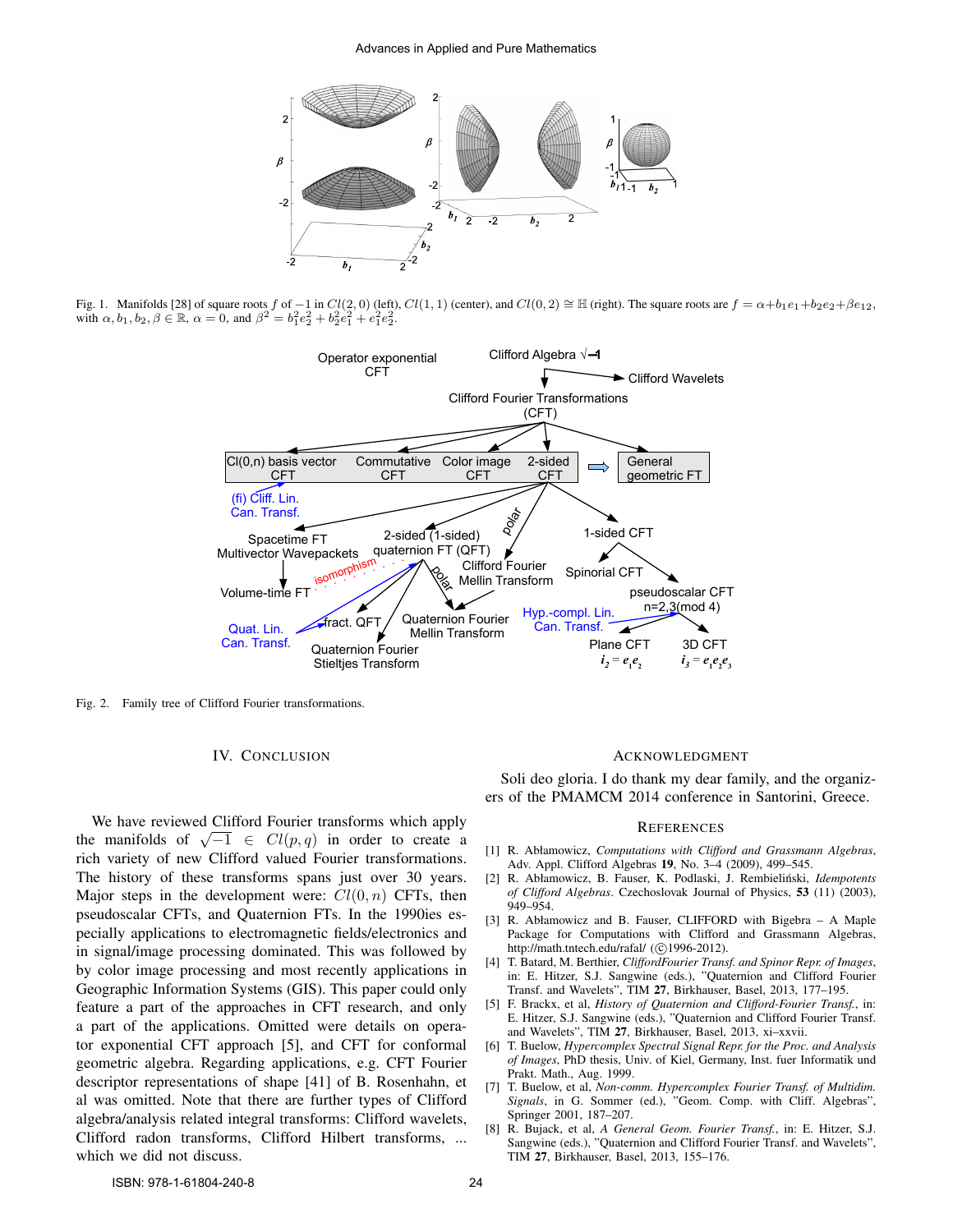Fig. 1. Manifolds [28] of square roots $f$ of $-1$ in $Cl(2,0)$ (left), $Cl(1,1)$ (center), and $Cl(0,2) \cong \mathbb{H}$ (right). The square roots are $f = \alpha + b_1 e_1 + b_2 e_2 + \beta e_{12}$, with $\alpha, b_1, b_2, \beta \in \mathbb{R}$, $\alpha = 0$, and $\beta^2 = b_1^2 e_2^2 + b_2^2 e_1^2 + e_1^2 e_2^2$.

Fig. 2. Family tree of Clifford Fourier transformations.

## IV. Conclusion

We have reviewed Clifford Fourier transforms which apply the manifolds of $\sqrt{-1} \in Cl(p,q)$ in order to create a rich variety of new Clifford valued Fourier transformations. The history of these transforms spans just over 30 years. Major steps in the development were: $Cl(0,n)$ CFTs, then pseudoscalar CFTs, and Quaternion FTs. In the 1990ies especially applications to electromagnetic fields/electronics and in signal/image processing dominated. This was followed by by color image processing and most recently applications in Geographic Information Systems (GIS). This paper could only feature a part of the approaches in CFT research, and only a part of the applications. Omitted were details on operator exponential CFT approach [5], and CFT for conformal geometric algebra. Regarding applications, e.g. CFT Fourier descriptor representations of shape [41] of B. Rosenhahn, et al was omitted. Note that there are further types of Clifford algebra/analysis related integral transforms: Clifford wavelets, Clifford radon transforms, Clifford Hilbert transforms, ... which we did not discuss.

## Acknowledgment

Soli deo gloria. I do thank my dear family, and the organizers of the PMAMCM 2014 conference in Santorini, Greece.

## References

[1] R. Abłamowicz, *Computations with Clifford and Grassmann Algebras*, Adv. Appl. Clifford Algebras **19**, No. 3–4 (2009), 499–545.

[2] R. Abłamowicz, B. Fauser, K. Podlaski, J. Rembieliński, *Idempotents of Clifford Algebras*. Czechoslovak Journal of Physics, **53** (11) (2003), 949–954.

[3] R. Abłamowicz and B. Fauser, CLIFFORD with Bigebra – A Maple Package for Computations with Clifford and Grassmann Algebras, http://math.tntech.edu/rafal/ (©1996-2012).

[4] T. Batard, M. Berthier, *CliffordFourier Transf. and Spinor Repr. of Images*, in: E. Hitzer, S.J. Sangwine (eds.), "Quaternion and Clifford Fourier Transf. and Wavelets", TIM **27**, Birkhauser, Basel, 2013, 177–195.

[5] F. Brackx, et al, *History of Quaternion and Clifford-Fourier Transf.*, in: E. Hitzer, S.J. Sangwine (eds.), "Quaternion and Clifford Fourier Transf. and Wavelets", TIM **27**, Birkhauser, Basel, 2013, xi–xxvii.

[6] T. Buelow, *Hypercomplex Spectral Signal Repr. for the Proc. and Analysis of Images*, PhD thesis, Univ. of Kiel, Germany, Inst. fuer Informatik und Prakt. Math., Aug. 1999.

[7] T. Buelow, et al, *Non-comm. Hypercomplex Fourier Transf. of Multidim. Signals*, in G. Sommer (ed.), "Geom. Comp. with Cliff. Algebras", Springer 2001, 187–207.

[8] R. Bujack, et al, *A General Geom. Fourier Transf.*, in: E. Hitzer, S.J. Sangwine (eds.), "Quaternion and Clifford Fourier Transf. and Wavelets", TIM **27**, Birkhauser, Basel, 2013, 155–176.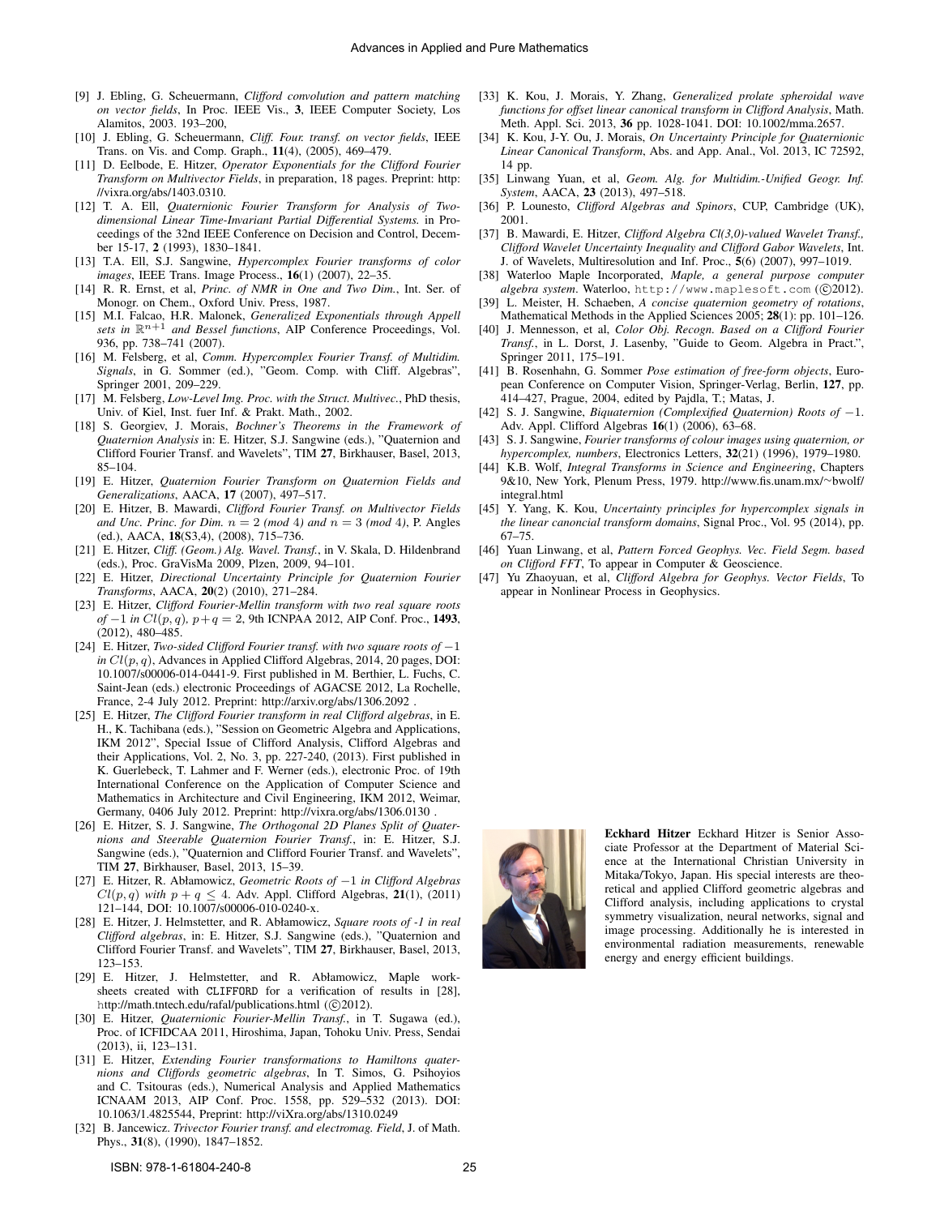[9] J. Ebling, G. Scheuermann, *Clifford convolution and pattern matching on vector fields*, In Proc. IEEE Vis., **3**, IEEE Computer Society, Los Alamitos, 2003. 193–200,

[10] J. Ebling, G. Scheuermann, *Cliff. Four. transf. on vector fields*, IEEE Trans. on Vis. and Comp. Graph., **11**(4), (2005), 469–479.

[11] D. Eelbode, E. Hitzer, *Operator Exponentials for the Clifford Fourier Transform on Multivector Fields*, in preparation, 18 pages. Preprint: http://vixra.org/abs/1403.0310.

[12] T. A. Ell, *Quaternionic Fourier Transform for Analysis of Two-dimensional Linear Time-Invariant Partial Differential Systems.* in Proceedings of the 32nd IEEE Conference on Decision and Control, December 15-17, **2** (1993), 1830–1841.

[13] T.A. Ell, S.J. Sangwine, *Hypercomplex Fourier transforms of color images*, IEEE Trans. Image Process., **16**(1) (2007), 22–35.

[14] R. R. Ernst, et al, *Princ. of NMR in One and Two Dim.*, Int. Ser. of Monogr. on Chem., Oxford Univ. Press, 1987.

[15] M.I. Falcao, H.R. Malonek, *Generalized Exponentials through Appell sets in $\mathbb{R}^{n+1}$ and Bessel functions*, AIP Conference Proceedings, Vol. 936, pp. 738–741 (2007).

[16] M. Felsberg, et al, *Comm. Hypercomplex Fourier Transf. of Multidim. Signals*, in G. Sommer (ed.), "Geom. Comp. with Cliff. Algebras", Springer 2001, 209–229.

[17] M. Felsberg, *Low-Level Img. Proc. with the Struct. Multivec.*, PhD thesis, Univ. of Kiel, Inst. fuer Inf. & Prakt. Math., 2002.

[18] S. Georgiev, J. Morais, *Bochner's Theorems in the Framework of Quaternion Analysis* in: E. Hitzer, S.J. Sangwine (eds.), "Quaternion and Clifford Fourier Transf. and Wavelets", TIM **27**, Birkhauser, Basel, 2013, 85–104.

[19] E. Hitzer, *Quaternion Fourier Transform on Quaternion Fields and Generalizations*, AACA, **17** (2007), 497–517.

[20] E. Hitzer, B. Mawardi, *Clifford Fourier Transf. on Multivector Fields and Unc. Princ. for Dim. $n = 2$ (mod 4) and $n = 3$ (mod 4)*, P. Angles (ed.), AACA, **18**(S3,4), (2008), 715–736.

[21] E. Hitzer, *Cliff. (Geom.) Alg. Wavel. Transf.*, in V. Skala, D. Hildenbrand (eds.), Proc. GraVisMa 2009, Plzen, 2009, 94–101.

[22] E. Hitzer, *Directional Uncertainty Principle for Quaternion Fourier Transforms*, AACA, **20**(2) (2010), 271–284.

[23] E. Hitzer, *Clifford Fourier-Mellin transform with two real square roots of $-1$ in $Cl(p, q)$, $p+q = 2$*, 9th ICNPAA 2012, AIP Conf. Proc., **1493**, (2012), 480–485.

[24] E. Hitzer, *Two-sided Clifford Fourier transf. with two square roots of $-1$ in $Cl(p, q)$*, Advances in Applied Clifford Algebras, 2014, 20 pages, DOI: 10.1007/s00006-014-0441-9. First published in M. Berthier, L. Fuchs, C. Saint-Jean (eds.) electronic Proceedings of AGACSE 2012, La Rochelle, France, 2-4 July 2012. Preprint: http://arxiv.org/abs/1306.2092 .

[25] E. Hitzer, *The Clifford Fourier transform in real Clifford algebras*, in E. H., K. Tachibana (eds.), "Session on Geometric Algebra and Applications, IKM 2012", Special Issue of Clifford Analysis, Clifford Algebras and their Applications, Vol. 2, No. 3, pp. 227-240, (2013). First published in K. Guerlebeck, T. Lahmer and F. Werner (eds.), electronic Proc. of 19th International Conference on the Application of Computer Science and Mathematics in Architecture and Civil Engineering, IKM 2012, Weimar, Germany, 0406 July 2012. Preprint: http://vixra.org/abs/1306.0130 .

[26] E. Hitzer, S. J. Sangwine, *The Orthogonal 2D Planes Split of Quaternions and Steerable Quaternion Fourier Transf.*, in: E. Hitzer, S.J. Sangwine (eds.), "Quaternion and Clifford Fourier Transf. and Wavelets", TIM **27**, Birkhauser, Basel, 2013, 15–39.

[27] E. Hitzer, R. Abłamowicz, *Geometric Roots of $-1$ in Clifford Algebras $Cl(p, q)$ with $p + q \leq 4$.* Adv. Appl. Clifford Algebras, **21**(1), (2011) 121–144, DOI: 10.1007/s00006-010-0240-x.

[28] E. Hitzer, J. Helmstetter, and R. Abłamowicz, *Square roots of -1 in real Clifford algebras*, in: E. Hitzer, S.J. Sangwine (eds.), "Quaternion and Clifford Fourier Transf. and Wavelets", TIM **27**, Birkhauser, Basel, 2013, 123–153.

[29] E. Hitzer, J. Helmstetter, and R. Abłamowicz, Maple worksheets created with CLIFFORD for a verification of results in [28], http://math.tntech.edu/rafal/publications.html (©2012).

[30] E. Hitzer, *Quaternionic Fourier-Mellin Transf.*, in T. Sugawa (ed.), Proc. of ICFIDCAA 2011, Hiroshima, Japan, Tohoku Univ. Press, Sendai (2013), ii, 123–131.

[31] E. Hitzer, *Extending Fourier transformations to Hamiltons quaternions and Cliffords geometric algebras*, In T. Simos, G. Psihoyios and C. Tsitouras (eds.), Numerical Analysis and Applied Mathematics ICNAAM 2013, AIP Conf. Proc. 1558, pp. 529–532 (2013). DOI: 10.1063/1.4825544, Preprint: http://viXra.org/abs/1310.0249

[32] B. Jancewicz. *Trivector Fourier transf. and electromag. Field*, J. of Math. Phys., **31**(8), (1990), 1847–1852.

[33] K. Kou, J. Morais, Y. Zhang, *Generalized prolate spheroidal wave functions for offset linear canonical transform in Clifford Analysis*, Math. Meth. Appl. Sci. 2013, **36** pp. 1028-1041. DOI: 10.1002/mma.2657.

[34] K. Kou, J-Y. Ou, J. Morais, *On Uncertainty Principle for Quaternionic Linear Canonical Transform*, Abs. and App. Anal., Vol. 2013, IC 72592, 14 pp.

[35] Linwang Yuan, et al, *Geom. Alg. for Multidim.-Unified Geogr. Inf. System*, AACA, **23** (2013), 497–518.

[36] P. Lounesto, *Clifford Algebras and Spinors*, CUP, Cambridge (UK), 2001.

[37] B. Mawardi, E. Hitzer, *Clifford Algebra Cl(3,0)-valued Wavelet Transf., Clifford Wavelet Uncertainty Inequality and Clifford Gabor Wavelets*, Int. J. of Wavelets, Multiresolution and Inf. Proc., **5**(6) (2007), 997–1019.

[38] Waterloo Maple Incorporated, *Maple, a general purpose computer algebra system*. Waterloo, http://www.maplesoft.com (©2012).

[39] L. Meister, H. Schaeben, *A concise quaternion geometry of rotations*, Mathematical Methods in the Applied Sciences 2005; **28**(1): pp. 101–126.

[40] J. Mennesson, et al, *Color Obj. Recogn. Based on a Clifford Fourier Transf.*, in L. Dorst, J. Lasenby, "Guide to Geom. Algebra in Pract.", Springer 2011, 175–191.

[41] B. Rosenhahn, G. Sommer *Pose estimation of free-form objects*, European Conference on Computer Vision, Springer-Verlag, Berlin, **127**, pp. 414–427, Prague, 2004, edited by Pajdla, T.; Matas, J.

[42] S. J. Sangwine, *Biquaternion (Complexified Quaternion) Roots of $-1$.* Adv. Appl. Clifford Algebras **16**(1) (2006), 63–68.

[43] S. J. Sangwine, *Fourier transforms of colour images using quaternion, or hypercomplex, numbers*, Electronics Letters, **32**(21) (1996), 1979–1980.

[44] K.B. Wolf, *Integral Transforms in Science and Engineering*, Chapters 9&10, New York, Plenum Press, 1979. http://www.fis.unam.mx/~bwolf/integral.html

[45] Y. Yang, K. Kou, *Uncertainty principles for hypercomplex signals in the linear canoncial transform domains*, Signal Proc., Vol. 95 (2014), pp. 67–75.

[46] Yuan Linwang, et al, *Pattern Forced Geophys. Vec. Field Segm. based on Clifford FFT*, To appear in Computer & Geoscience.

[47] Yu Zhaoyuan, et al, *Clifford Algebra for Geophys. Vector Fields*, To appear in Nonlinear Process in Geophysics.

**Eckhard Hitzer** Eckhard Hitzer is Senior Associate Professor at the Department of Material Science at the International Christian University in Mitaka/Tokyo, Japan. His special interests are theoretical and applied Clifford geometric algebras and Clifford analysis, including applications to crystal symmetry visualization, neural networks, signal and image processing. Additionally he is interested in environmental radiation measurements, renewable energy and energy efficient buildings.